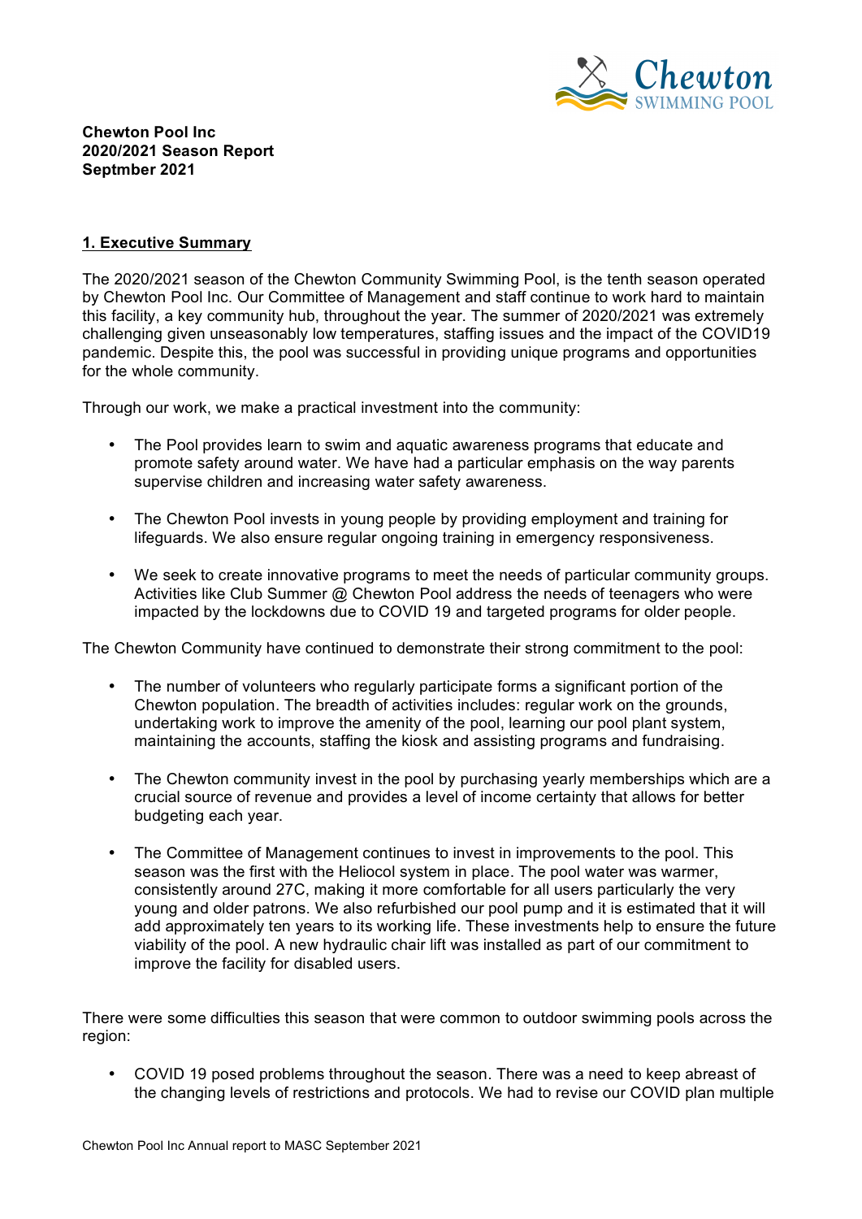**Chewton Pool Inc**
**2020/2021 Season Report**
**Septmber 2021**

## 1. Executive Summary

The 2020/2021 season of the Chewton Community Swimming Pool, is the tenth season operated by Chewton Pool Inc. Our Committee of Management and staff continue to work hard to maintain this facility, a key community hub, throughout the year. The summer of 2020/2021 was extremely challenging given unseasonably low temperatures, staffing issues and the impact of the COVID19 pandemic. Despite this, the pool was successful in providing unique programs and opportunities for the whole community.

Through our work, we make a practical investment into the community:

- The Pool provides learn to swim and aquatic awareness programs that educate and promote safety around water. We have had a particular emphasis on the way parents supervise children and increasing water safety awareness.
- The Chewton Pool invests in young people by providing employment and training for lifeguards. We also ensure regular ongoing training in emergency responsiveness.
- We seek to create innovative programs to meet the needs of particular community groups. Activities like Club Summer @ Chewton Pool address the needs of teenagers who were impacted by the lockdowns due to COVID 19 and targeted programs for older people.

The Chewton Community have continued to demonstrate their strong commitment to the pool:

- The number of volunteers who regularly participate forms a significant portion of the Chewton population. The breadth of activities includes: regular work on the grounds, undertaking work to improve the amenity of the pool, learning our pool plant system, maintaining the accounts, staffing the kiosk and assisting programs and fundraising.
- The Chewton community invest in the pool by purchasing yearly memberships which are a crucial source of revenue and provides a level of income certainty that allows for better budgeting each year.
- The Committee of Management continues to invest in improvements to the pool. This season was the first with the Heliocol system in place. The pool water was warmer, consistently around 27C, making it more comfortable for all users particularly the very young and older patrons. We also refurbished our pool pump and it is estimated that it will add approximately ten years to its working life. These investments help to ensure the future viability of the pool. A new hydraulic chair lift was installed as part of our commitment to improve the facility for disabled users.

There were some difficulties this season that were common to outdoor swimming pools across the region:

- COVID 19 posed problems throughout the season. There was a need to keep abreast of the changing levels of restrictions and protocols. We had to revise our COVID plan multiple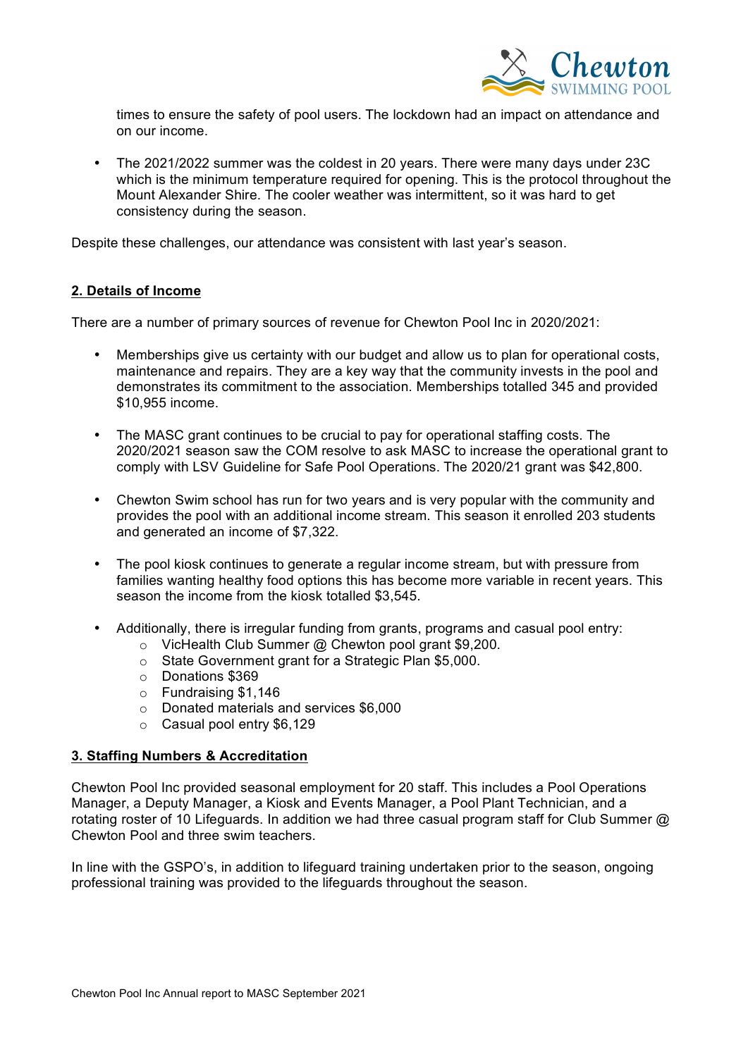times to ensure the safety of pool users. The lockdown had an impact on attendance and on our income.

- The 2021/2022 summer was the coldest in 20 years. There were many days under 23C which is the minimum temperature required for opening. This is the protocol throughout the Mount Alexander Shire. The cooler weather was intermittent, so it was hard to get consistency during the season.

Despite these challenges, our attendance was consistent with last year's season.

## 2. Details of Income

There are a number of primary sources of revenue for Chewton Pool Inc in 2020/2021:

- Memberships give us certainty with our budget and allow us to plan for operational costs, maintenance and repairs. They are a key way that the community invests in the pool and demonstrates its commitment to the association. Memberships totalled 345 and provided $10,955 income.

- The MASC grant continues to be crucial to pay for operational staffing costs. The 2020/2021 season saw the COM resolve to ask MASC to increase the operational grant to comply with LSV Guideline for Safe Pool Operations. The 2020/21 grant was $42,800.

- Chewton Swim school has run for two years and is very popular with the community and provides the pool with an additional income stream. This season it enrolled 203 students and generated an income of $7,322.

- The pool kiosk continues to generate a regular income stream, but with pressure from families wanting healthy food options this has become more variable in recent years. This season the income from the kiosk totalled $3,545.

- Additionally, there is irregular funding from grants, programs and casual pool entry:
  - VicHealth Club Summer @ Chewton pool grant $9,200.
  - State Government grant for a Strategic Plan $5,000.
  - Donations $369
  - Fundraising $1,146
  - Donated materials and services $6,000
  - Casual pool entry $6,129

## 3. Staffing Numbers & Accreditation

Chewton Pool Inc provided seasonal employment for 20 staff. This includes a Pool Operations Manager, a Deputy Manager, a Kiosk and Events Manager, a Pool Plant Technician, and a rotating roster of 10 Lifeguards. In addition we had three casual program staff for Club Summer @ Chewton Pool and three swim teachers.

In line with the GSPO's, in addition to lifeguard training undertaken prior to the season, ongoing professional training was provided to the lifeguards throughout the season.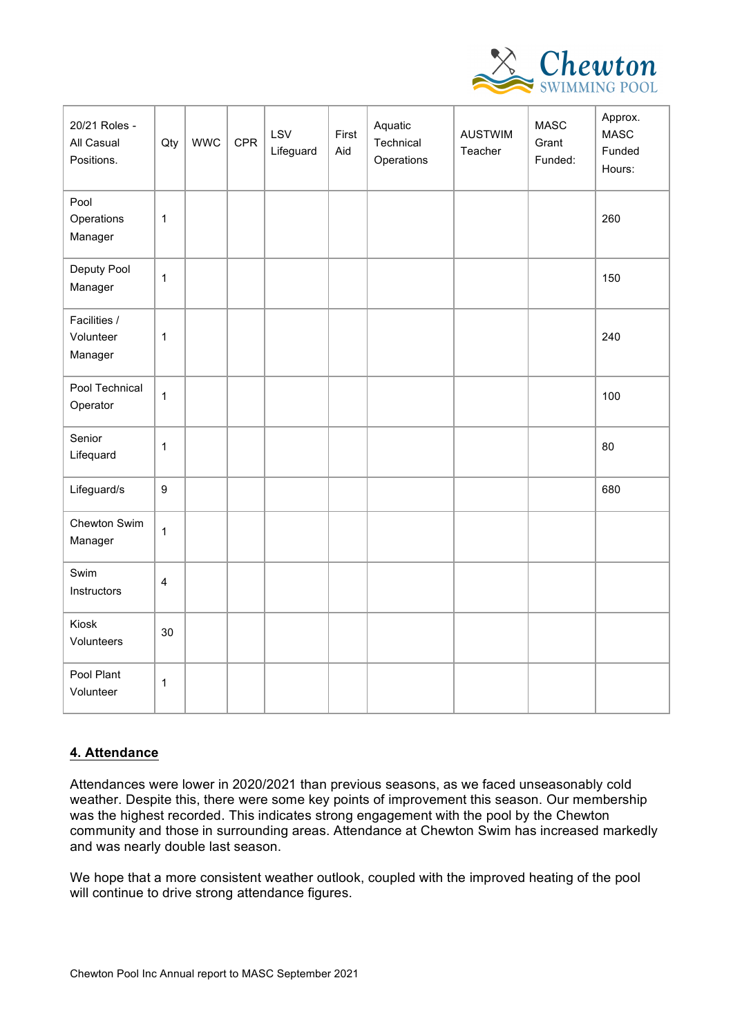| 20/21 Roles - All Casual Positions. | Qty | WWC | CPR | LSV Lifeguard | First Aid | Aquatic Technical Operations | AUSTWIM Teacher | MASC Grant Funded: | Approx. MASC Funded Hours: |
|---|---|---|---|---|---|---|---|---|---|
| Pool Operations Manager | 1 | | | | | | | | 260 |
| Deputy Pool Manager | 1 | | | | | | | | 150 |
| Facilities / Volunteer Manager | 1 | | | | | | | | 240 |
| Pool Technical Operator | 1 | | | | | | | | 100 |
| Senior Lifeguard | 1 | | | | | | | | 80 |
| Lifeguard/s | 9 | | | | | | | | 680 |
| Chewton Swim Manager | 1 | | | | | | | | |
| Swim Instructors | 4 | | | | | | | | |
| Kiosk Volunteers | 30 | | | | | | | | |
| Pool Plant Volunteer | 1 | | | | | | | | |

## 4. Attendance

Attendances were lower in 2020/2021 than previous seasons, as we faced unseasonably cold weather. Despite this, there were some key points of improvement this season. Our membership was the highest recorded. This indicates strong engagement with the pool by the Chewton community and those in surrounding areas. Attendance at Chewton Swim has increased markedly and was nearly double last season.

We hope that a more consistent weather outlook, coupled with the improved heating of the pool will continue to drive strong attendance figures.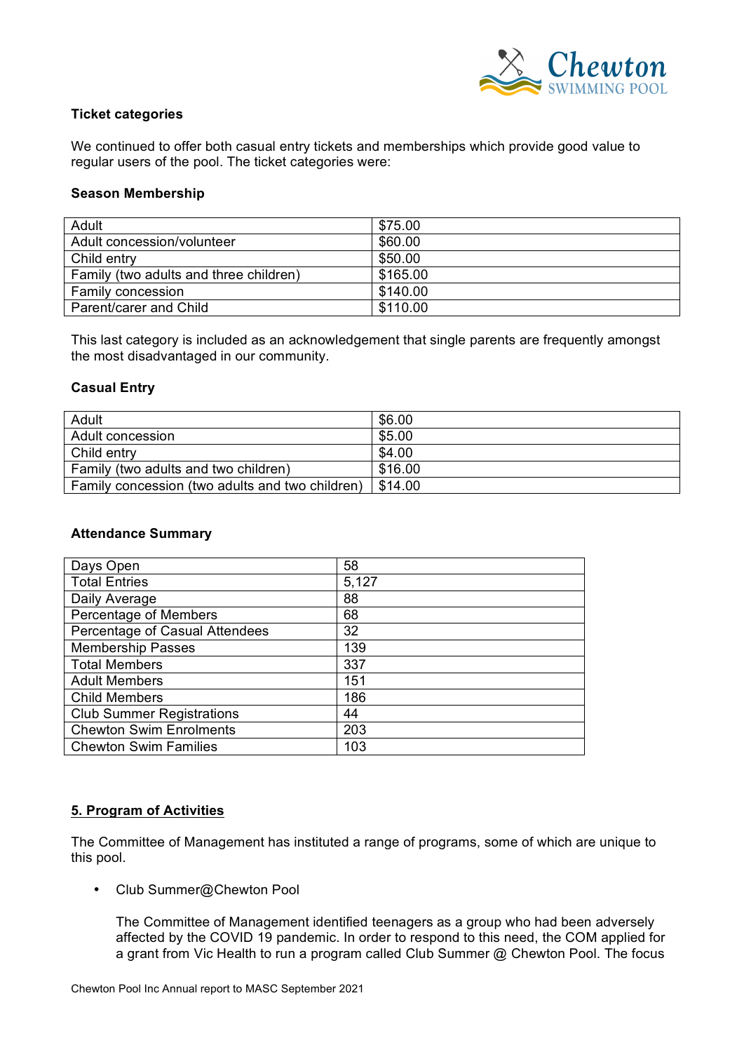**Ticket categories**

We continued to offer both casual entry tickets and memberships which provide good value to regular users of the pool. The ticket categories were:

**Season Membership**

| | |
|---|---|
| Adult | $75.00 |
| Adult concession/volunteer | $60.00 |
| Child entry | $50.00 |
| Family (two adults and three children) | $165.00 |
| Family concession | $140.00 |
| Parent/carer and Child | $110.00 |

This last category is included as an acknowledgement that single parents are frequently amongst the most disadvantaged in our community.

**Casual Entry**

| | |
|---|---|
| Adult | $6.00 |
| Adult concession | $5.00 |
| Child entry | $4.00 |
| Family (two adults and two children) | $16.00 |
| Family concession (two adults and two children) | $14.00 |

**Attendance Summary**

| | |
|---|---|
| Days Open | 58 |
| Total Entries | 5,127 |
| Daily Average | 88 |
| Percentage of Members | 68 |
| Percentage of Casual Attendees | 32 |
| Membership Passes | 139 |
| Total Members | 337 |
| Adult Members | 151 |
| Child Members | 186 |
| Club Summer Registrations | 44 |
| Chewton Swim Enrolments | 203 |
| Chewton Swim Families | 103 |

## 5. Program of Activities

The Committee of Management has instituted a range of programs, some of which are unique to this pool.

- Club Summer@Chewton Pool

  The Committee of Management identified teenagers as a group who had been adversely affected by the COVID 19 pandemic. In order to respond to this need, the COM applied for a grant from Vic Health to run a program called Club Summer @ Chewton Pool. The focus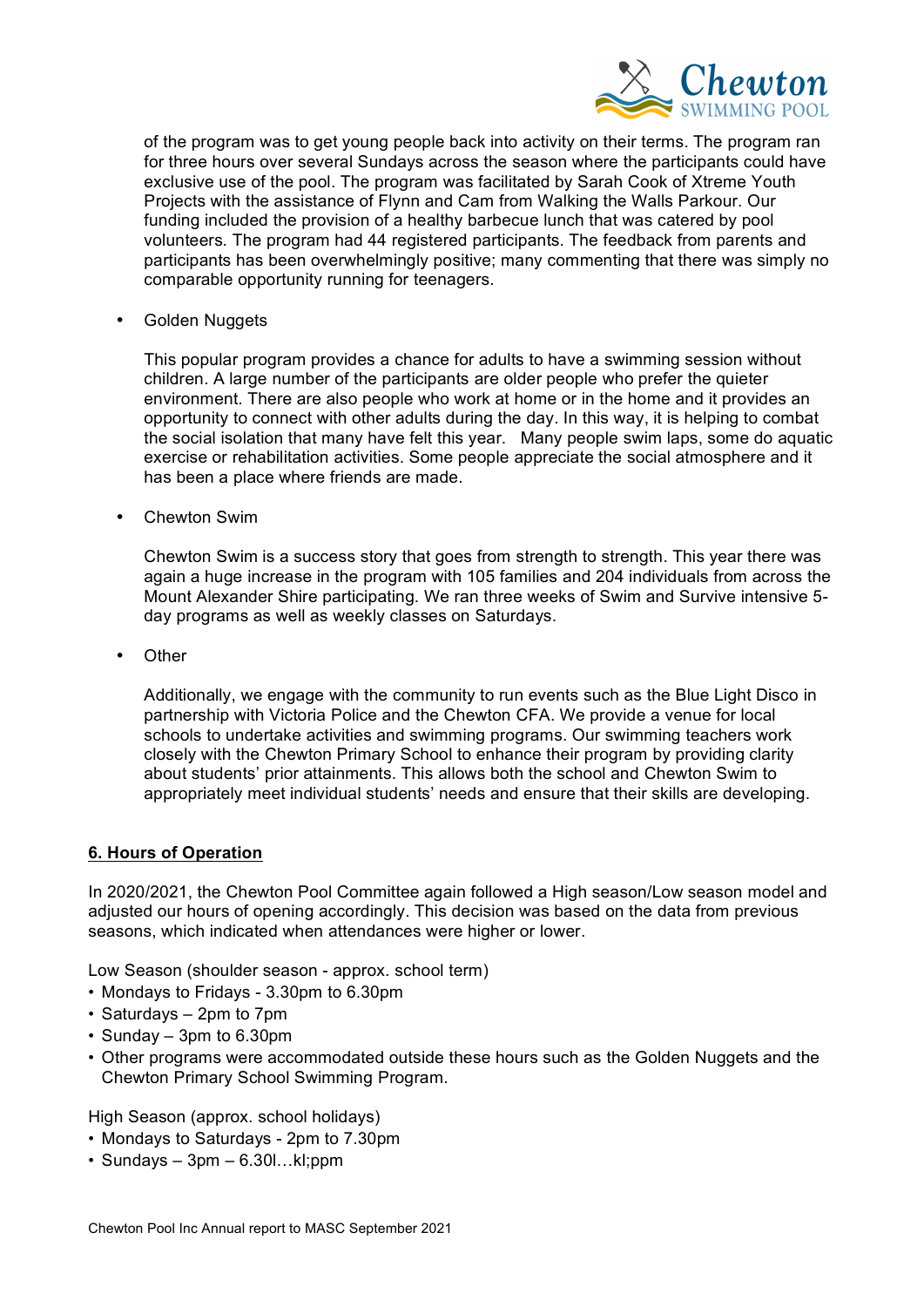of the program was to get young people back into activity on their terms. The program ran for three hours over several Sundays across the season where the participants could have exclusive use of the pool. The program was facilitated by Sarah Cook of Xtreme Youth Projects with the assistance of Flynn and Cam from Walking the Walls Parkour. Our funding included the provision of a healthy barbecue lunch that was catered by pool volunteers. The program had 44 registered participants. The feedback from parents and participants has been overwhelmingly positive; many commenting that there was simply no comparable opportunity running for teenagers.

- Golden Nuggets

  This popular program provides a chance for adults to have a swimming session without children. A large number of the participants are older people who prefer the quieter environment. There are also people who work at home or in the home and it provides an opportunity to connect with other adults during the day. In this way, it is helping to combat the social isolation that many have felt this year. Many people swim laps, some do aquatic exercise or rehabilitation activities. Some people appreciate the social atmosphere and it has been a place where friends are made.

- Chewton Swim

  Chewton Swim is a success story that goes from strength to strength. This year there was again a huge increase in the program with 105 families and 204 individuals from across the Mount Alexander Shire participating. We ran three weeks of Swim and Survive intensive 5-day programs as well as weekly classes on Saturdays.

- Other

  Additionally, we engage with the community to run events such as the Blue Light Disco in partnership with Victoria Police and the Chewton CFA. We provide a venue for local schools to undertake activities and swimming programs. Our swimming teachers work closely with the Chewton Primary School to enhance their program by providing clarity about students' prior attainments. This allows both the school and Chewton Swim to appropriately meet individual students' needs and ensure that their skills are developing.

## 6. Hours of Operation

In 2020/2021, the Chewton Pool Committee again followed a High season/Low season model and adjusted our hours of opening accordingly. This decision was based on the data from previous seasons, which indicated when attendances were higher or lower.

Low Season (shoulder season - approx. school term)
- Mondays to Fridays - 3.30pm to 6.30pm
- Saturdays – 2pm to 7pm
- Sunday – 3pm to 6.30pm
- Other programs were accommodated outside these hours such as the Golden Nuggets and the Chewton Primary School Swimming Program.

High Season (approx. school holidays)
- Mondays to Saturdays - 2pm to 7.30pm
- Sundays – 3pm – 6.30l…kl;ppm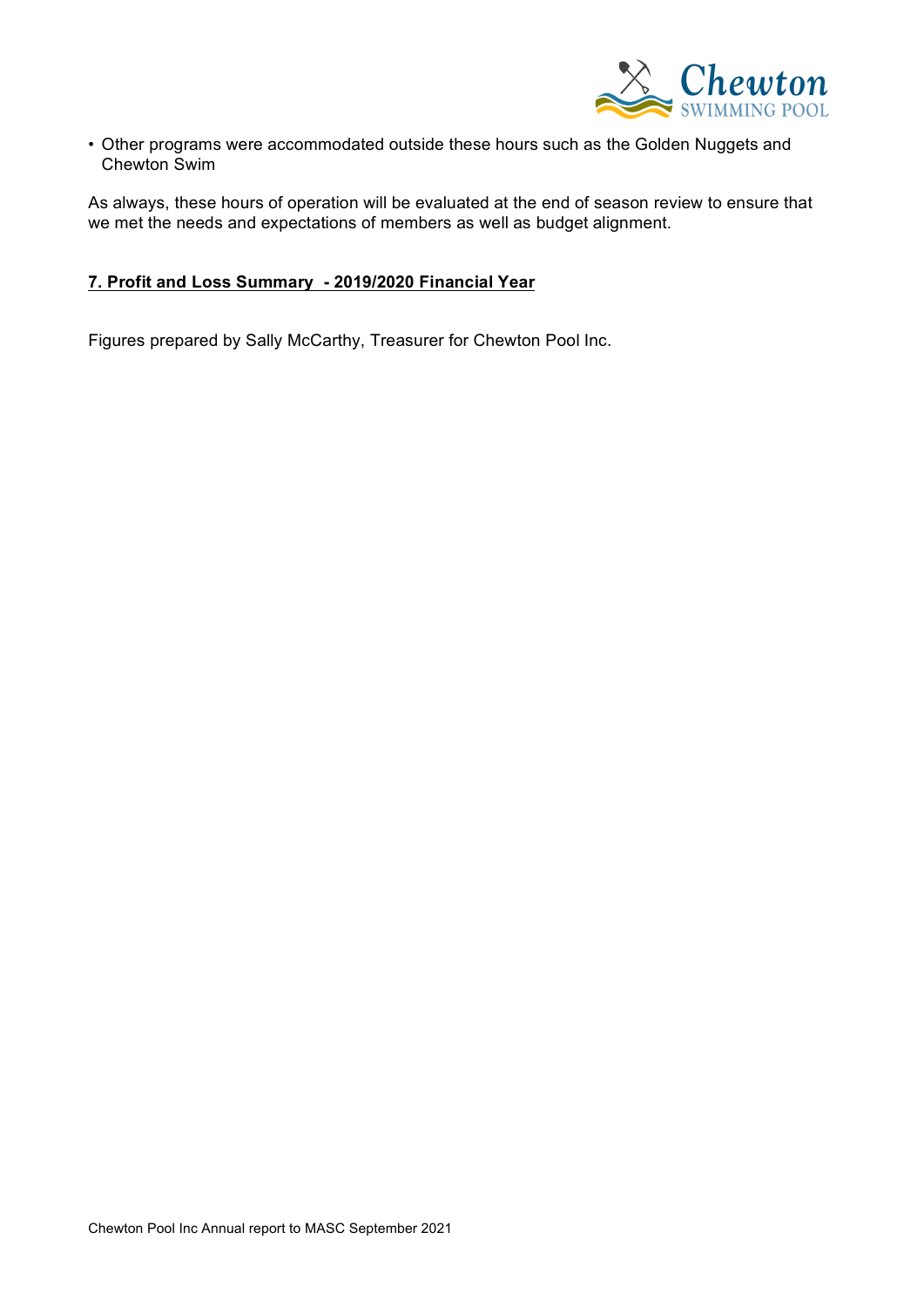- Other programs were accommodated outside these hours such as the Golden Nuggets and Chewton Swim

As always, these hours of operation will be evaluated at the end of season review to ensure that we met the needs and expectations of members as well as budget alignment.

## 7. Profit and Loss Summary - 2019/2020 Financial Year

Figures prepared by Sally McCarthy, Treasurer for Chewton Pool Inc.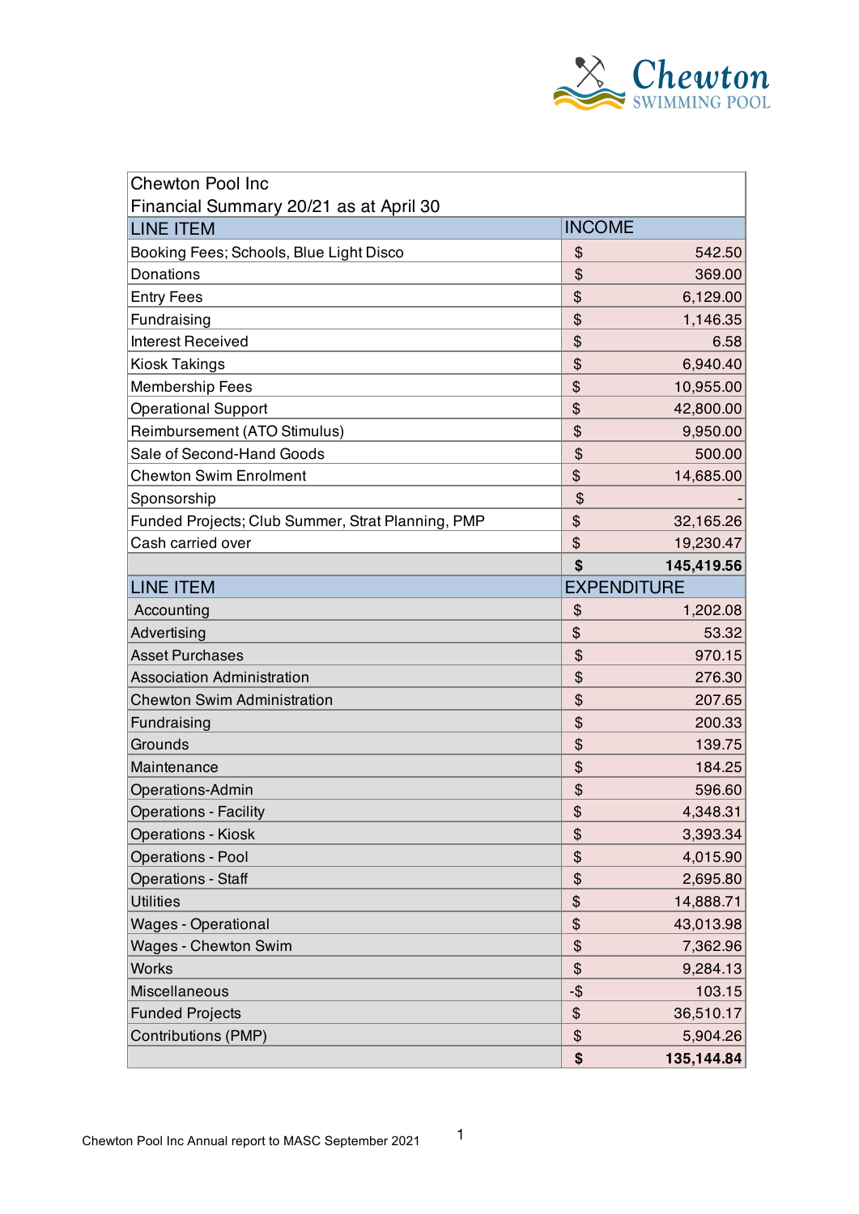| Chewton Pool Inc<br>Financial Summary 20/21 as at April 30 | | |
|---|---|---|
| **LINE ITEM** | **INCOME** | |
| Booking Fees; Schools, Blue Light Disco | $ | 542.50 |
| Donations | $ | 369.00 |
| Entry Fees | $ | 6,129.00 |
| Fundraising | $ | 1,146.35 |
| Interest Received | $ | 6.58 |
| Kiosk Takings | $ | 6,940.40 |
| Membership Fees | $ | 10,955.00 |
| Operational Support | $ | 42,800.00 |
| Reimbursement (ATO Stimulus) | $ | 9,950.00 |
| Sale of Second-Hand Goods | $ | 500.00 |
| Chewton Swim Enrolment | $ | 14,685.00 |
| Sponsorship | $ | - |
| Funded Projects; Club Summer, Strat Planning, PMP | $ | 32,165.26 |
| Cash carried over | $ | 19,230.47 |
| | **$** | **145,419.56** |
| **LINE ITEM** | **EXPENDITURE** | |
| Accounting | $ | 1,202.08 |
| Advertising | $ | 53.32 |
| Asset Purchases | $ | 970.15 |
| Association Administration | $ | 276.30 |
| Chewton Swim Administration | $ | 207.65 |
| Fundraising | $ | 200.33 |
| Grounds | $ | 139.75 |
| Maintenance | $ | 184.25 |
| Operations-Admin | $ | 596.60 |
| Operations - Facility | $ | 4,348.31 |
| Operations - Kiosk | $ | 3,393.34 |
| Operations - Pool | $ | 4,015.90 |
| Operations - Staff | $ | 2,695.80 |
| Utilities | $ | 14,888.71 |
| Wages - Operational | $ | 43,013.98 |
| Wages - Chewton Swim | $ | 7,362.96 |
| Works | $ | 9,284.13 |
| Miscellaneous | -$ | 103.15 |
| Funded Projects | $ | 36,510.17 |
| Contributions (PMP) | $ | 5,904.26 |
| | **$** | **135,144.84** |

Chewton Pool Inc Annual report to MASC September 2021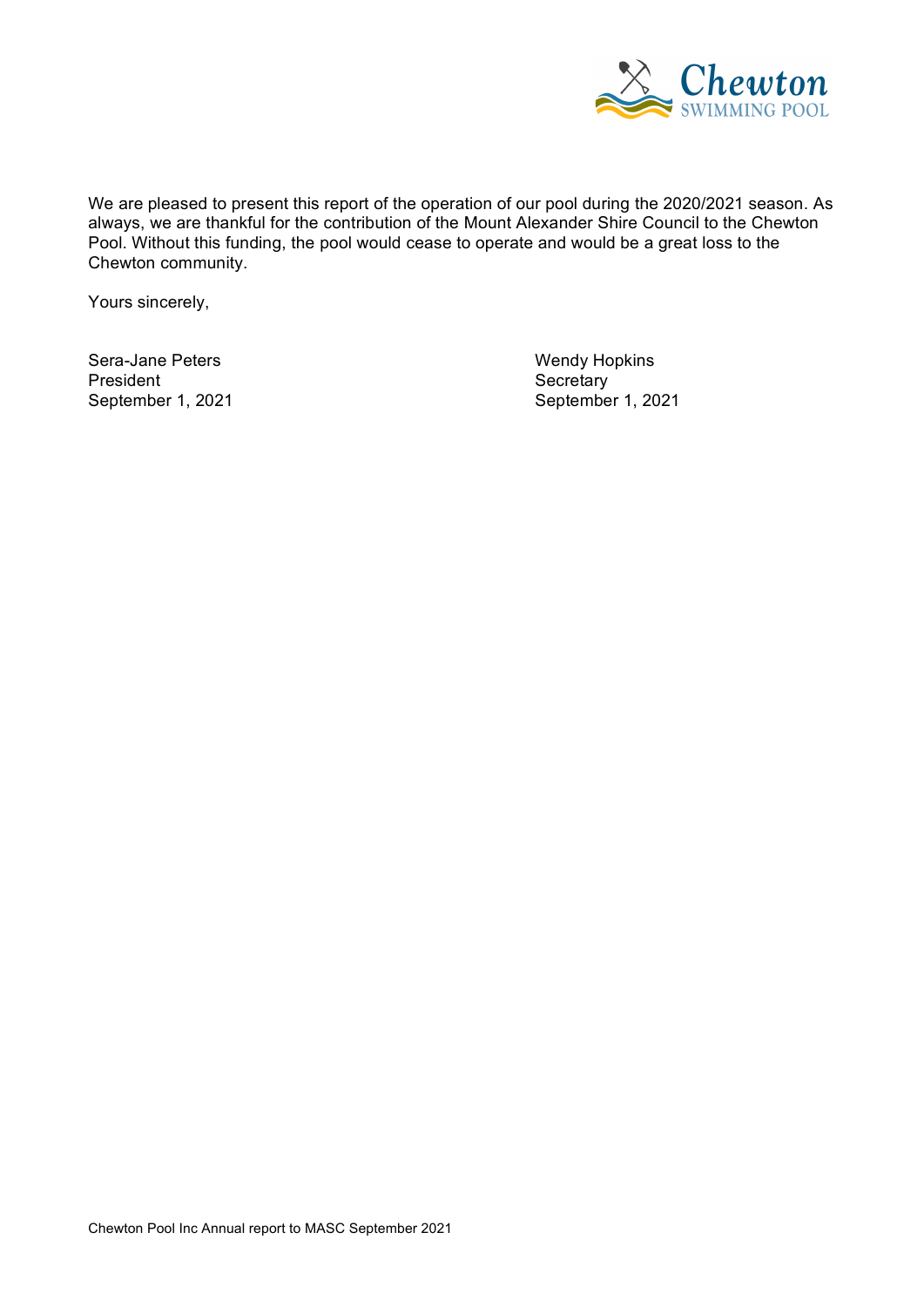We are pleased to present this report of the operation of our pool during the 2020/2021 season. As always, we are thankful for the contribution of the Mount Alexander Shire Council to the Chewton Pool. Without this funding, the pool would cease to operate and would be a great loss to the Chewton community.

Yours sincerely,

Sera-Jane Peters
President
September 1, 2021

Wendy Hopkins
Secretary
September 1, 2021